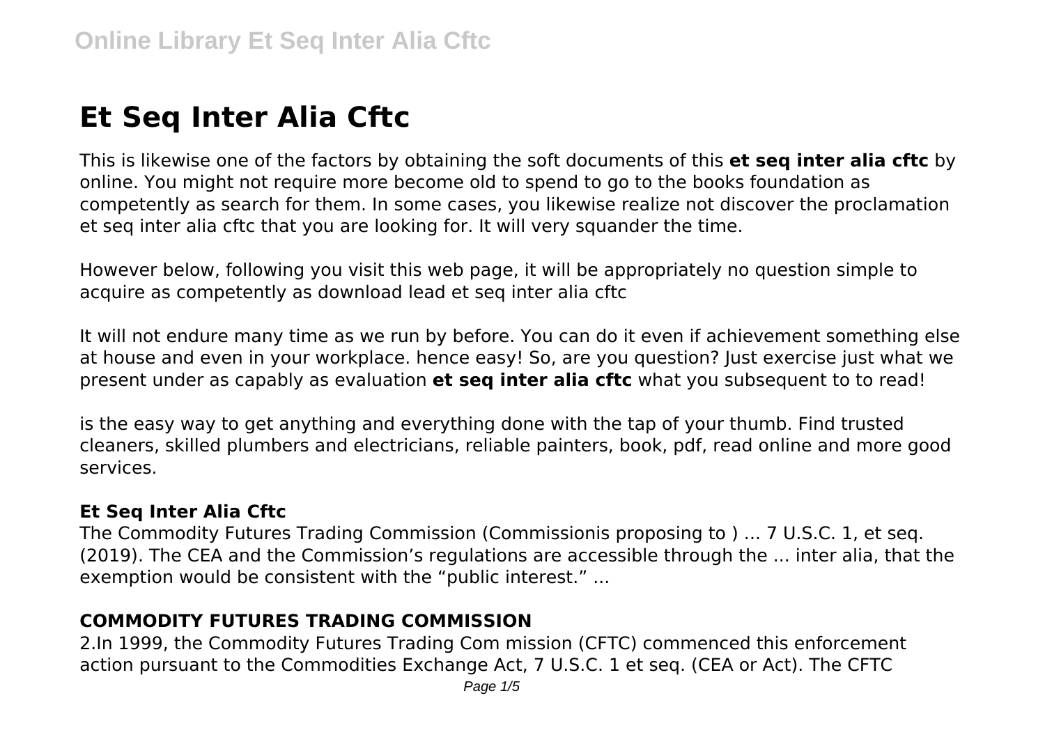# Et Seq Inter Alia Cftc

This is likewise one of the factors by obtaining the soft documents of this **et seq inter alia cftc** by online. You might not require more become old to spend to go to the books foundation as competently as search for them. In some cases, you likewise realize not discover the proclamation et seq inter alia cftc that you are looking for. It will very squander the time.

However below, following you visit this web page, it will be appropriately no question simple to acquire as competently as download lead et seq inter alia cftc

It will not endure many time as we run by before. You can do it even if achievement something else at house and even in your workplace. hence easy! So, are you question? Just exercise just what we present under as capably as evaluation **et seq inter alia cftc** what you subsequent to to read!

is the easy way to get anything and everything done with the tap of your thumb. Find trusted cleaners, skilled plumbers and electricians, reliable painters, book, pdf, read online and more good services.

### Et Seq Inter Alia Cftc

The Commodity Futures Trading Commission (Commissionis proposing to ) ... 7 U.S.C. 1, et seq. (2019). The CEA and the Commission's regulations are accessible through the ... inter alia, that the exemption would be consistent with the "public interest." ...

### COMMODITY FUTURES TRADING COMMISSION

2.In 1999, the Commodity Futures Trading Com mission (CFTC) commenced this enforcement action pursuant to the Commodities Exchange Act, 7 U.S.C. 1 et seq. (CEA or Act). The CFTC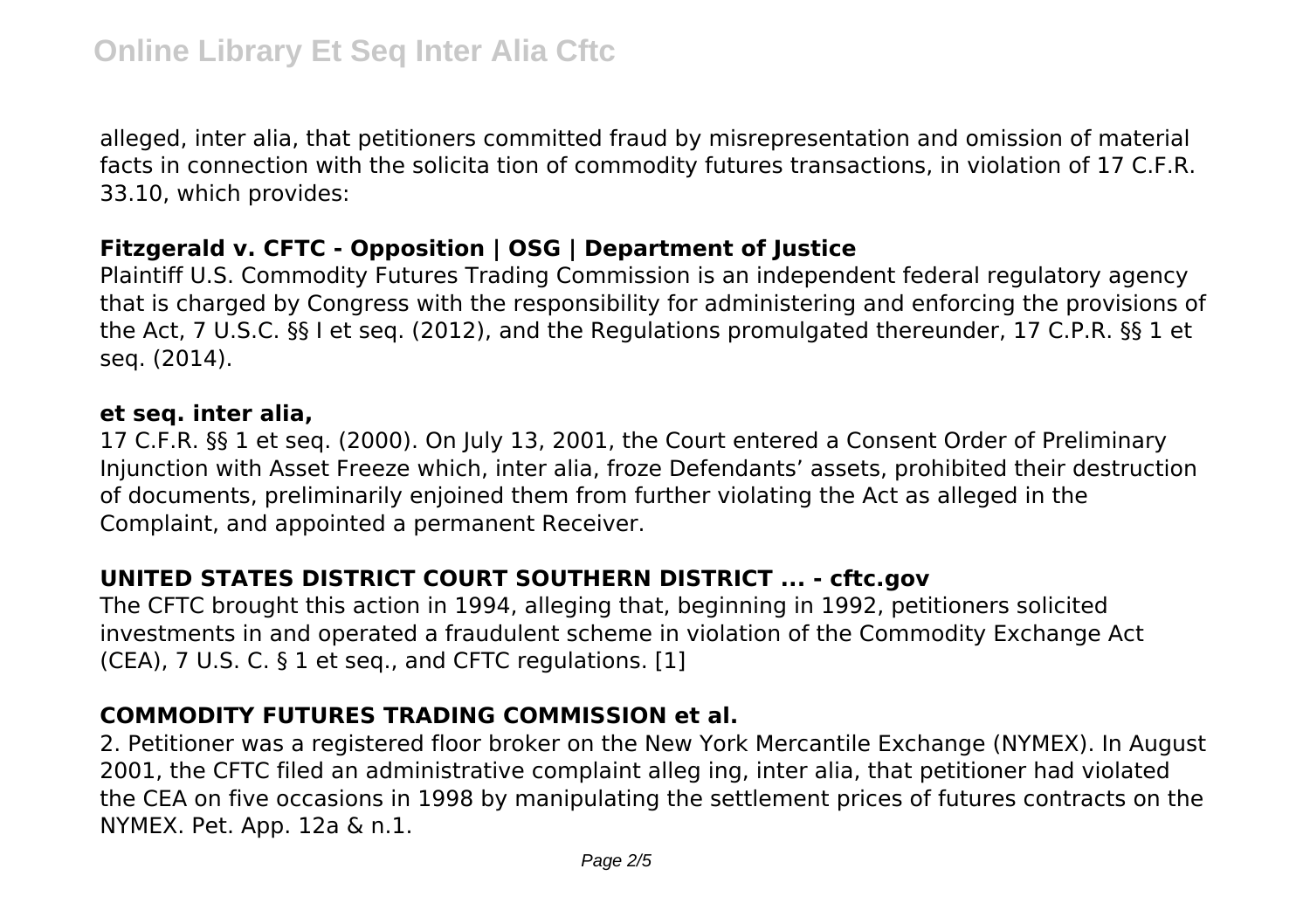alleged, inter alia, that petitioners committed fraud by misrepresentation and omission of material facts in connection with the solicita tion of commodity futures transactions, in violation of 17 C.F.R. 33.10, which provides:

### Fitzgerald v. CFTC - Opposition | OSG | Department of Justice

Plaintiff U.S. Commodity Futures Trading Commission is an independent federal regulatory agency that is charged by Congress with the responsibility for administering and enforcing the provisions of the Act, 7 U.S.C. §§ I et seq. (2012), and the Regulations promulgated thereunder, 17 C.P.R. §§ 1 et seq. (2014).

### et seq. inter alia,

17 C.F.R. §§ 1 et seq. (2000). On July 13, 2001, the Court entered a Consent Order of Preliminary Injunction with Asset Freeze which, inter alia, froze Defendants' assets, prohibited their destruction of documents, preliminarily enjoined them from further violating the Act as alleged in the Complaint, and appointed a permanent Receiver.

### UNITED STATES DISTRICT COURT SOUTHERN DISTRICT ... - cftc.gov

The CFTC brought this action in 1994, alleging that, beginning in 1992, petitioners solicited investments in and operated a fraudulent scheme in violation of the Commodity Exchange Act (CEA), 7 U.S. C. § 1 et seq., and CFTC regulations. [1]

### COMMODITY FUTURES TRADING COMMISSION et al.

2. Petitioner was a registered floor broker on the New York Mercantile Exchange (NYMEX). In August 2001, the CFTC filed an administrative complaint alleg ing, inter alia, that petitioner had violated the CEA on five occasions in 1998 by manipulating the settlement prices of futures contracts on the NYMEX. Pet. App. 12a & n.1.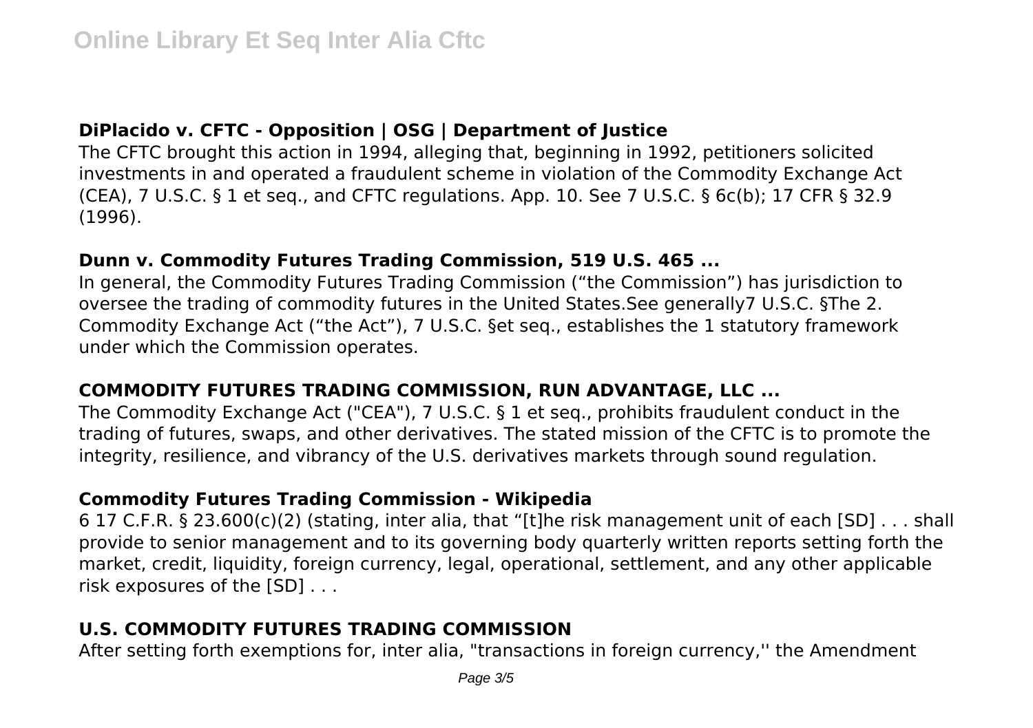### DiPlacido v. CFTC - Opposition | OSG | Department of Justice

The CFTC brought this action in 1994, alleging that, beginning in 1992, petitioners solicited investments in and operated a fraudulent scheme in violation of the Commodity Exchange Act (CEA), 7 U.S.C. § 1 et seq., and CFTC regulations. App. 10. See 7 U.S.C. § 6c(b); 17 CFR § 32.9 (1996).

### Dunn v. Commodity Futures Trading Commission, 519 U.S. 465 ...

In general, the Commodity Futures Trading Commission ("the Commission") has jurisdiction to oversee the trading of commodity futures in the United States.See generally7 U.S.C. §The 2. Commodity Exchange Act ("the Act"), 7 U.S.C. §et seq., establishes the 1 statutory framework under which the Commission operates.

### COMMODITY FUTURES TRADING COMMISSION, RUN ADVANTAGE, LLC ...

The Commodity Exchange Act ("CEA"), 7 U.S.C. § 1 et seq., prohibits fraudulent conduct in the trading of futures, swaps, and other derivatives. The stated mission of the CFTC is to promote the integrity, resilience, and vibrancy of the U.S. derivatives markets through sound regulation.

### Commodity Futures Trading Commission - Wikipedia

6 17 C.F.R. § 23.600(c)(2) (stating, inter alia, that "[t]he risk management unit of each [SD] . . . shall provide to senior management and to its governing body quarterly written reports setting forth the market, credit, liquidity, foreign currency, legal, operational, settlement, and any other applicable risk exposures of the [SD] . . .

### U.S. COMMODITY FUTURES TRADING COMMISSION

After setting forth exemptions for, inter alia, "transactions in foreign currency,'' the Amendment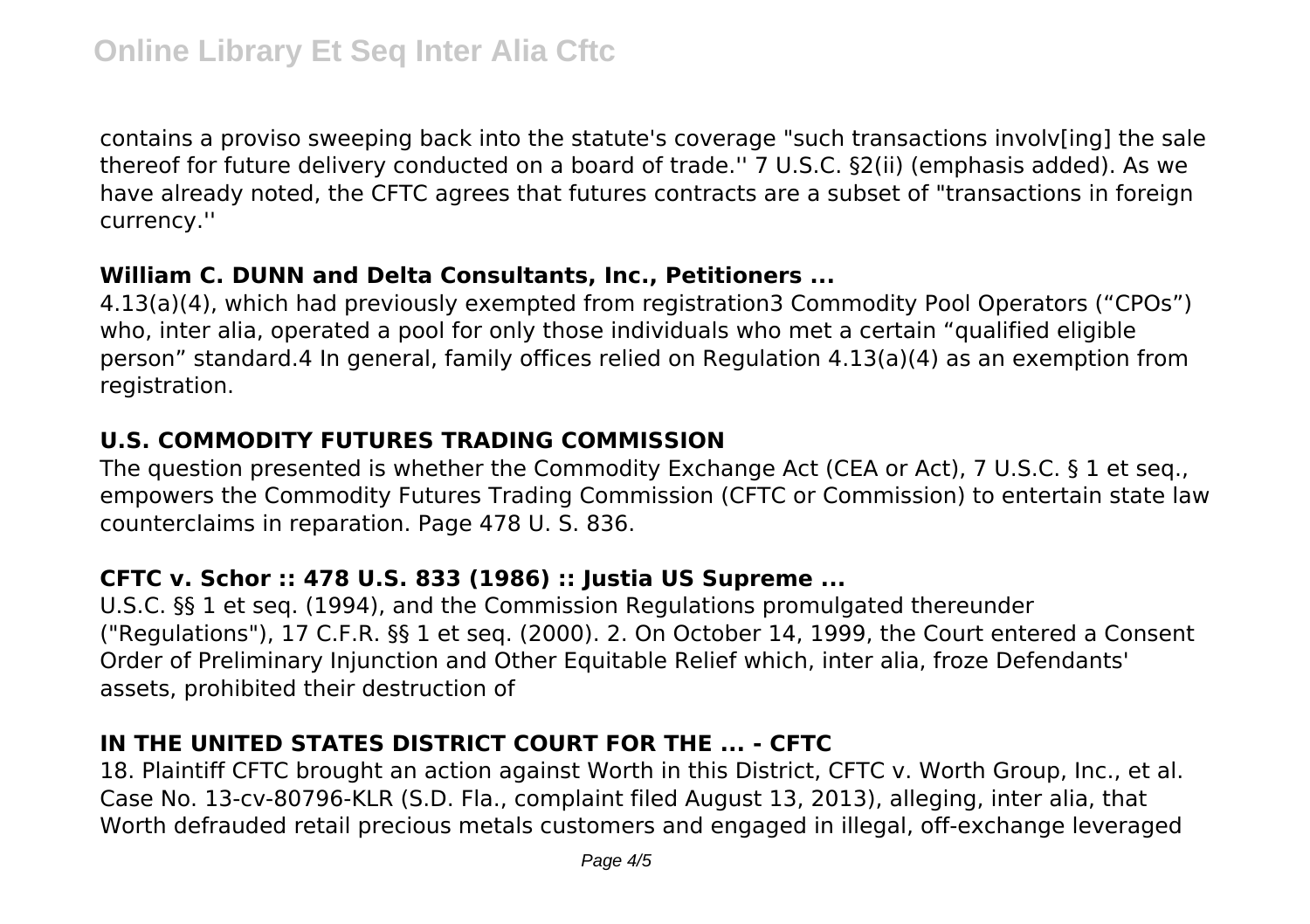contains a proviso sweeping back into the statute's coverage "such transactions involv[ing] the sale thereof for future delivery conducted on a board of trade.'' 7 U.S.C. §2(ii) (emphasis added). As we have already noted, the CFTC agrees that futures contracts are a subset of "transactions in foreign currency.''

## William C. DUNN and Delta Consultants, Inc., Petitioners ...

4.13(a)(4), which had previously exempted from registration3 Commodity Pool Operators ("CPOs") who, inter alia, operated a pool for only those individuals who met a certain "qualified eligible person" standard.4 In general, family offices relied on Regulation 4.13(a)(4) as an exemption from registration.

## U.S. COMMODITY FUTURES TRADING COMMISSION

The question presented is whether the Commodity Exchange Act (CEA or Act), 7 U.S.C. § 1 et seq., empowers the Commodity Futures Trading Commission (CFTC or Commission) to entertain state law counterclaims in reparation. Page 478 U. S. 836.

## CFTC v. Schor :: 478 U.S. 833 (1986) :: Justia US Supreme ...

U.S.C. §§ 1 et seq. (1994), and the Commission Regulations promulgated thereunder ("Regulations"), 17 C.F.R. §§ 1 et seq. (2000). 2. On October 14, 1999, the Court entered a Consent Order of Preliminary Injunction and Other Equitable Relief which, inter alia, froze Defendants' assets, prohibited their destruction of

## IN THE UNITED STATES DISTRICT COURT FOR THE ... - CFTC

18. Plaintiff CFTC brought an action against Worth in this District, CFTC v. Worth Group, Inc., et al. Case No. 13-cv-80796-KLR (S.D. Fla., complaint filed August 13, 2013), alleging, inter alia, that Worth defrauded retail precious metals customers and engaged in illegal, off-exchange leveraged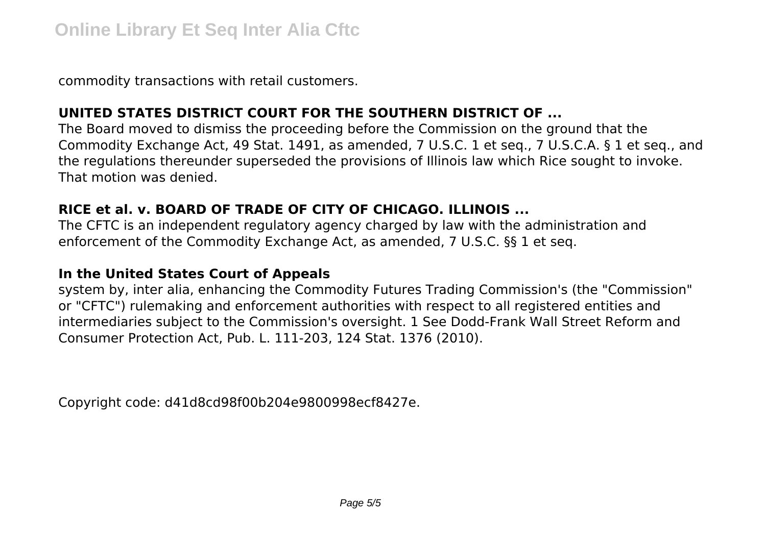commodity transactions with retail customers.

### UNITED STATES DISTRICT COURT FOR THE SOUTHERN DISTRICT OF ...

The Board moved to dismiss the proceeding before the Commission on the ground that the Commodity Exchange Act, 49 Stat. 1491, as amended, 7 U.S.C. 1 et seq., 7 U.S.C.A. § 1 et seq., and the regulations thereunder superseded the provisions of Illinois law which Rice sought to invoke. That motion was denied.

### RICE et al. v. BOARD OF TRADE OF CITY OF CHICAGO. ILLINOIS ...

The CFTC is an independent regulatory agency charged by law with the administration and enforcement of the Commodity Exchange Act, as amended, 7 U.S.C. §§ 1 et seq.

### In the United States Court of Appeals

system by, inter alia, enhancing the Commodity Futures Trading Commission's (the "Commission" or "CFTC") rulemaking and enforcement authorities with respect to all registered entities and intermediaries subject to the Commission's oversight. 1 See Dodd-Frank Wall Street Reform and Consumer Protection Act, Pub. L. 111-203, 124 Stat. 1376 (2010).

Copyright code: d41d8cd98f00b204e9800998ecf8427e.